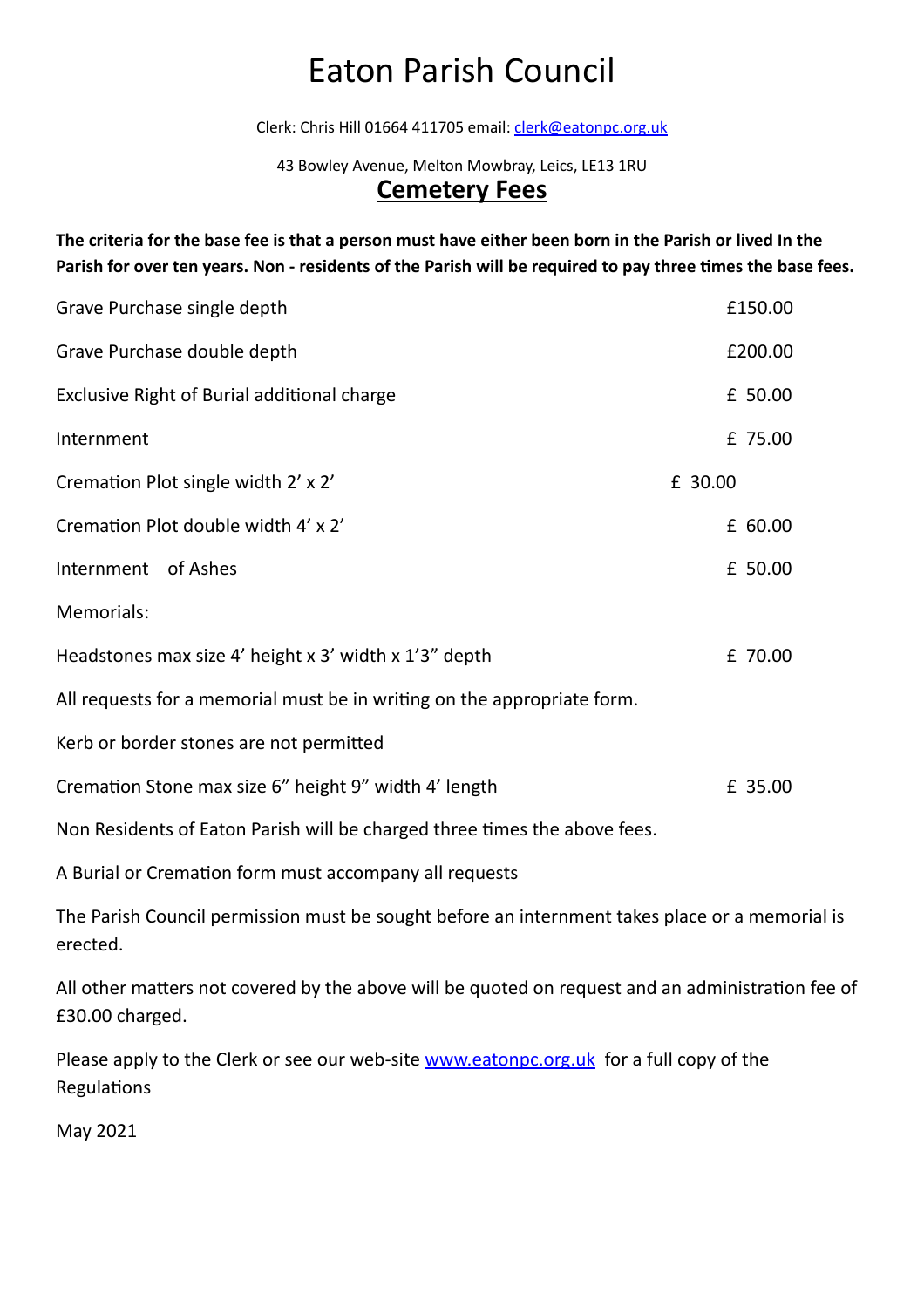# Eaton Parish Council

Clerk: Chris Hill 01664 411705 email: clerk@eatonpc.org.uk

43 Bowley Avenue, Melton Mowbray, Leics, LE13 1RU

## Cemetery Fees

**The criteria for the base fee is that a person must have either been born in the Parish or lived In the Parish for over ten years. Non - residents of the Parish will be required to pay three times the base fees.**

| | |
|---|---|
| Grave Purchase single depth | £150.00 |
| Grave Purchase double depth | £200.00 |
| Exclusive Right of Burial additional charge | £ 50.00 |
| Internment | £ 75.00 |
| Cremation Plot single width 2' x 2' | £ 30.00 |
| Cremation Plot double width 4' x 2' | £ 60.00 |
| Internment of Ashes | £ 50.00 |

Memorials:

| | |
|---|---|
| Headstones max size 4' height x 3' width x 1'3" depth | £ 70.00 |

All requests for a memorial must be in writing on the appropriate form.

Kerb or border stones are not permitted

| | |
|---|---|
| Cremation Stone max size 6" height 9" width 4' length | £ 35.00 |

Non Residents of Eaton Parish will be charged three times the above fees.

A Burial or Cremation form must accompany all requests

The Parish Council permission must be sought before an internment takes place or a memorial is erected.

All other matters not covered by the above will be quoted on request and an administration fee of £30.00 charged.

Please apply to the Clerk or see our web-site www.eatonpc.org.uk for a full copy of the Regulations

May 2021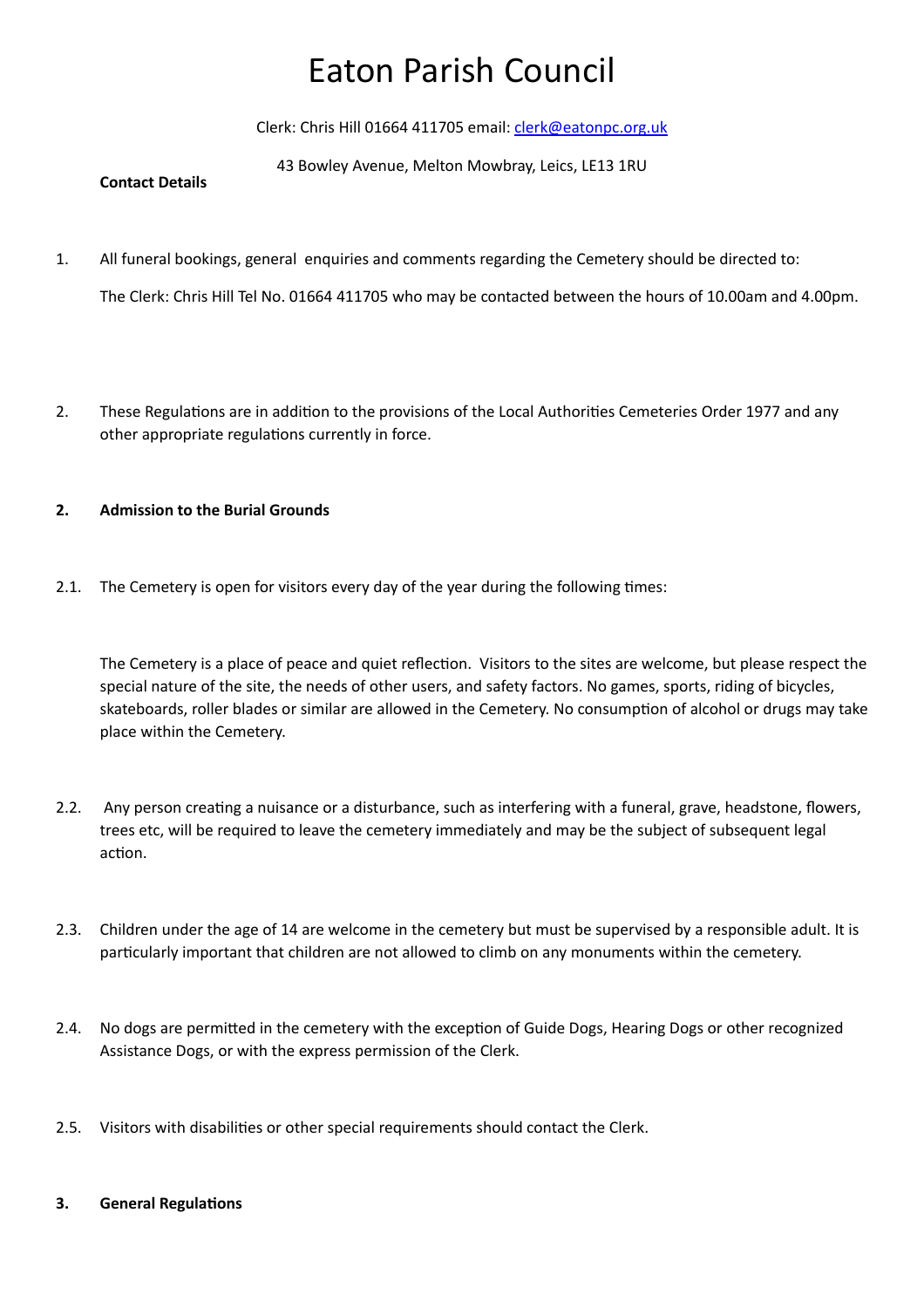# Eaton Parish Council

Clerk: Chris Hill 01664 411705 email: clerk@eatonpc.org.uk

43 Bowley Avenue, Melton Mowbray, Leics, LE13 1RU

**Contact Details**

1. All funeral bookings, general enquiries and comments regarding the Cemetery should be directed to:

   The Clerk: Chris Hill Tel No. 01664 411705 who may be contacted between the hours of 10.00am and 4.00pm.

2. These Regulations are in addition to the provisions of the Local Authorities Cemeteries Order 1977 and any other appropriate regulations currently in force.

**2. Admission to the Burial Grounds**

2.1. The Cemetery is open for visitors every day of the year during the following times:

The Cemetery is a place of peace and quiet reflection. Visitors to the sites are welcome, but please respect the special nature of the site, the needs of other users, and safety factors. No games, sports, riding of bicycles, skateboards, roller blades or similar are allowed in the Cemetery. No consumption of alcohol or drugs may take place within the Cemetery.

2.2. Any person creating a nuisance or a disturbance, such as interfering with a funeral, grave, headstone, flowers, trees etc, will be required to leave the cemetery immediately and may be the subject of subsequent legal action.

2.3. Children under the age of 14 are welcome in the cemetery but must be supervised by a responsible adult. It is particularly important that children are not allowed to climb on any monuments within the cemetery.

2.4. No dogs are permitted in the cemetery with the exception of Guide Dogs, Hearing Dogs or other recognized Assistance Dogs, or with the express permission of the Clerk.

2.5. Visitors with disabilities or other special requirements should contact the Clerk.

**3. General Regulations**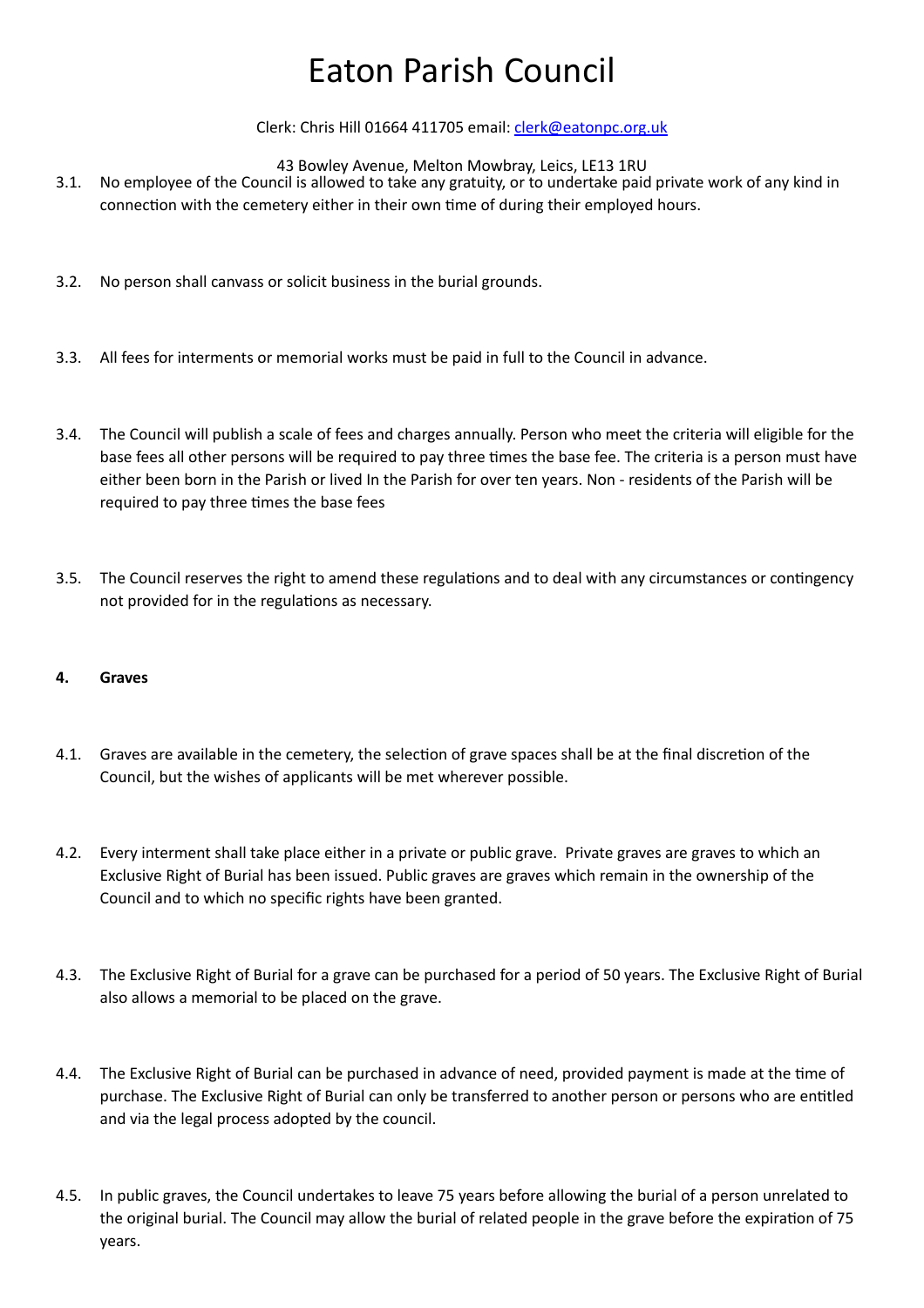3.1. No employee of the Council is allowed to take any gratuity, or to undertake paid private work of any kind in connection with the cemetery either in their own time of during their employed hours.

3.2. No person shall canvass or solicit business in the burial grounds.

3.3. All fees for interments or memorial works must be paid in full to the Council in advance.

3.4. The Council will publish a scale of fees and charges annually. Person who meet the criteria will eligible for the base fees all other persons will be required to pay three times the base fee. The criteria is a person must have either been born in the Parish or lived In the Parish for over ten years. Non - residents of the Parish will be required to pay three times the base fees

3.5. The Council reserves the right to amend these regulations and to deal with any circumstances or contingency not provided for in the regulations as necessary.

**4. Graves**

4.1. Graves are available in the cemetery, the selection of grave spaces shall be at the final discretion of the Council, but the wishes of applicants will be met wherever possible.

4.2. Every interment shall take place either in a private or public grave. Private graves are graves to which an Exclusive Right of Burial has been issued. Public graves are graves which remain in the ownership of the Council and to which no specific rights have been granted.

4.3. The Exclusive Right of Burial for a grave can be purchased for a period of 50 years. The Exclusive Right of Burial also allows a memorial to be placed on the grave.

4.4. The Exclusive Right of Burial can be purchased in advance of need, provided payment is made at the time of purchase. The Exclusive Right of Burial can only be transferred to another person or persons who are entitled and via the legal process adopted by the council.

4.5. In public graves, the Council undertakes to leave 75 years before allowing the burial of a person unrelated to the original burial. The Council may allow the burial of related people in the grave before the expiration of 75 years.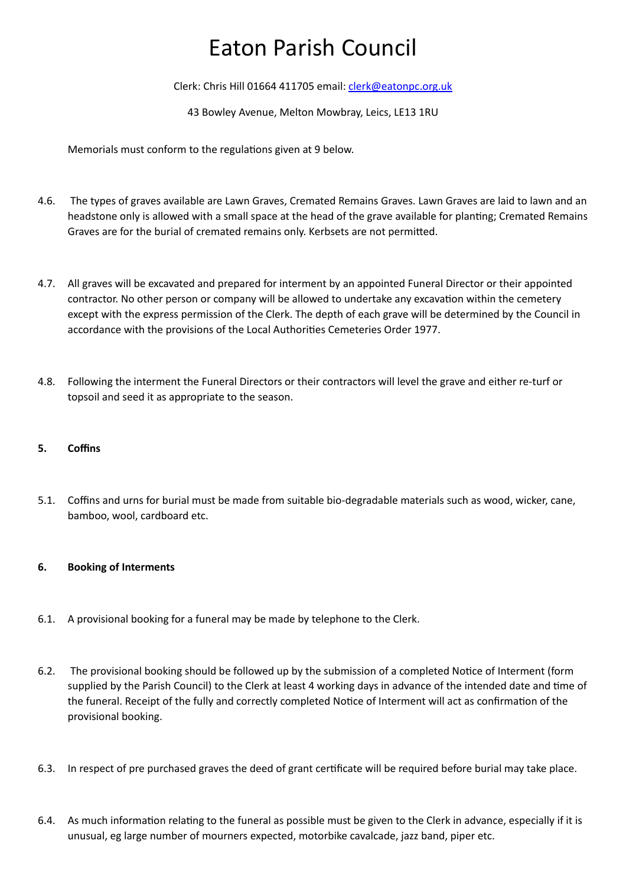# Eaton Parish Council

Clerk: Chris Hill 01664 411705 email: clerk@eatonpc.org.uk

43 Bowley Avenue, Melton Mowbray, Leics, LE13 1RU

Memorials must conform to the regulations given at 9 below.

4.6. The types of graves available are Lawn Graves, Cremated Remains Graves. Lawn Graves are laid to lawn and an headstone only is allowed with a small space at the head of the grave available for planting; Cremated Remains Graves are for the burial of cremated remains only. Kerbsets are not permitted.

4.7. All graves will be excavated and prepared for interment by an appointed Funeral Director or their appointed contractor. No other person or company will be allowed to undertake any excavation within the cemetery except with the express permission of the Clerk. The depth of each grave will be determined by the Council in accordance with the provisions of the Local Authorities Cemeteries Order 1977.

4.8. Following the interment the Funeral Directors or their contractors will level the grave and either re-turf or topsoil and seed it as appropriate to the season.

**5. Coffins**

5.1. Coffins and urns for burial must be made from suitable bio-degradable materials such as wood, wicker, cane, bamboo, wool, cardboard etc.

**6. Booking of Interments**

6.1. A provisional booking for a funeral may be made by telephone to the Clerk.

6.2. The provisional booking should be followed up by the submission of a completed Notice of Interment (form supplied by the Parish Council) to the Clerk at least 4 working days in advance of the intended date and time of the funeral. Receipt of the fully and correctly completed Notice of Interment will act as confirmation of the provisional booking.

6.3. In respect of pre purchased graves the deed of grant certificate will be required before burial may take place.

6.4. As much information relating to the funeral as possible must be given to the Clerk in advance, especially if it is unusual, eg large number of mourners expected, motorbike cavalcade, jazz band, piper etc.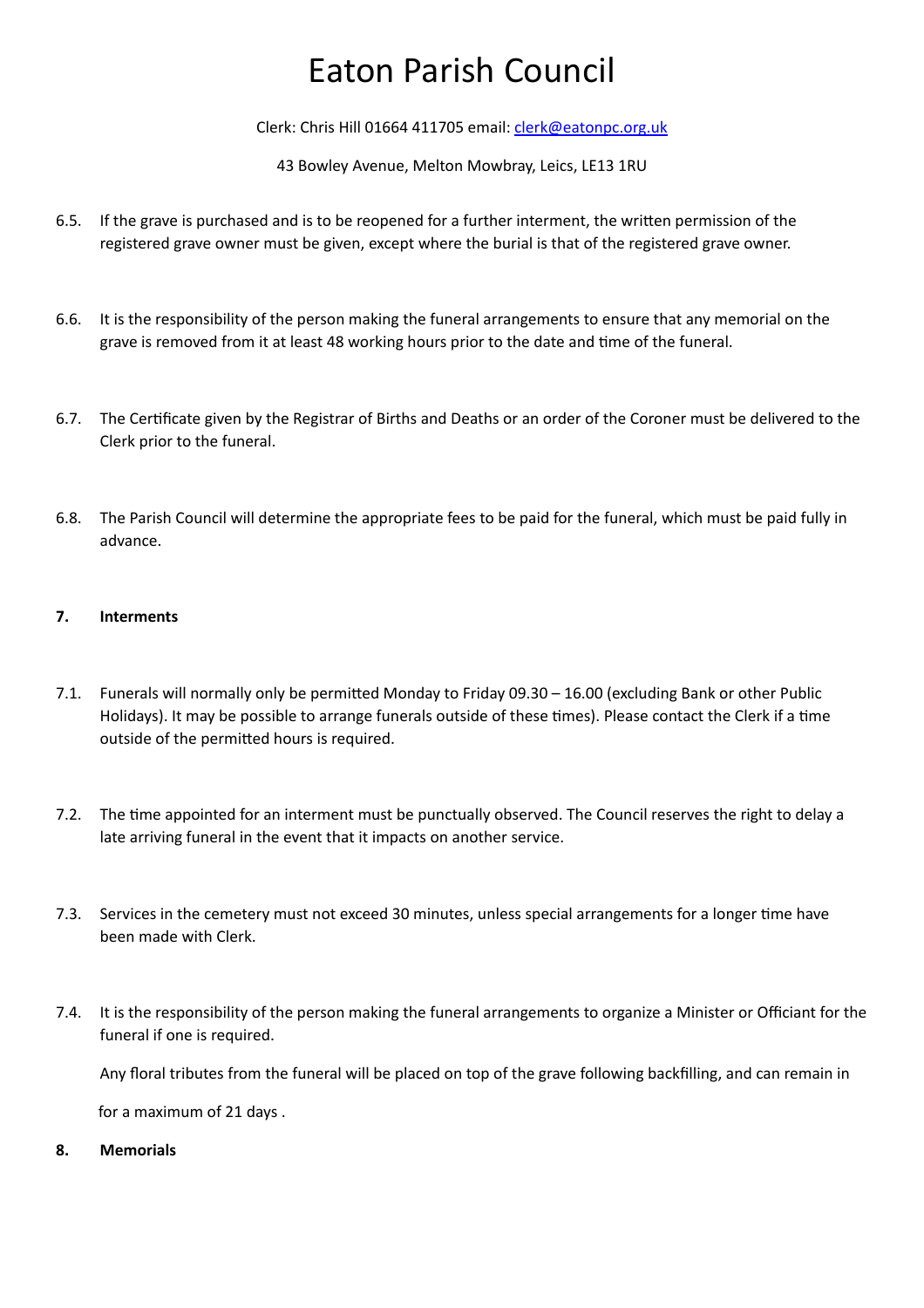6.5. If the grave is purchased and is to be reopened for a further interment, the written permission of the registered grave owner must be given, except where the burial is that of the registered grave owner.

6.6. It is the responsibility of the person making the funeral arrangements to ensure that any memorial on the grave is removed from it at least 48 working hours prior to the date and time of the funeral.

6.7. The Certificate given by the Registrar of Births and Deaths or an order of the Coroner must be delivered to the Clerk prior to the funeral.

6.8. The Parish Council will determine the appropriate fees to be paid for the funeral, which must be paid fully in advance.

**7. Interments**

7.1. Funerals will normally only be permitted Monday to Friday 09.30 – 16.00 (excluding Bank or other Public Holidays). It may be possible to arrange funerals outside of these times). Please contact the Clerk if a time outside of the permitted hours is required.

7.2. The time appointed for an interment must be punctually observed. The Council reserves the right to delay a late arriving funeral in the event that it impacts on another service.

7.3. Services in the cemetery must not exceed 30 minutes, unless special arrangements for a longer time have been made with Clerk.

7.4. It is the responsibility of the person making the funeral arrangements to organize a Minister or Officiant for the funeral if one is required.

Any floral tributes from the funeral will be placed on top of the grave following backfilling, and can remain in for a maximum of 21 days .

**8. Memorials**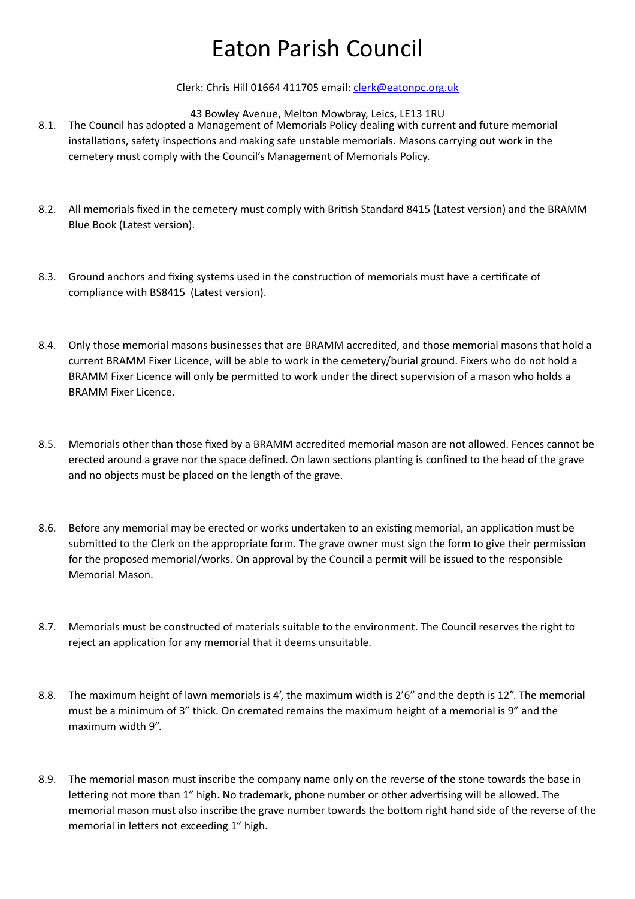# Eaton Parish Council

Clerk: Chris Hill 01664 411705 email: [clerk@eatonpc.org.uk](mailto:clerk@eatonpc.org.uk)

43 Bowley Avenue, Melton Mowbray, Leics, LE13 1RU

8.1. The Council has adopted a Management of Memorials Policy dealing with current and future memorial installations, safety inspections and making safe unstable memorials. Masons carrying out work in the cemetery must comply with the Council's Management of Memorials Policy.

8.2. All memorials fixed in the cemetery must comply with British Standard 8415 (Latest version) and the BRAMM Blue Book (Latest version).

8.3. Ground anchors and fixing systems used in the construction of memorials must have a certificate of compliance with BS8415 (Latest version).

8.4. Only those memorial masons businesses that are BRAMM accredited, and those memorial masons that hold a current BRAMM Fixer Licence, will be able to work in the cemetery/burial ground. Fixers who do not hold a BRAMM Fixer Licence will only be permitted to work under the direct supervision of a mason who holds a BRAMM Fixer Licence.

8.5. Memorials other than those fixed by a BRAMM accredited memorial mason are not allowed. Fences cannot be erected around a grave nor the space defined. On lawn sections planting is confined to the head of the grave and no objects must be placed on the length of the grave.

8.6. Before any memorial may be erected or works undertaken to an existing memorial, an application must be submitted to the Clerk on the appropriate form. The grave owner must sign the form to give their permission for the proposed memorial/works. On approval by the Council a permit will be issued to the responsible Memorial Mason.

8.7. Memorials must be constructed of materials suitable to the environment. The Council reserves the right to reject an application for any memorial that it deems unsuitable.

8.8. The maximum height of lawn memorials is 4', the maximum width is 2'6" and the depth is 12". The memorial must be a minimum of 3" thick. On cremated remains the maximum height of a memorial is 9" and the maximum width 9".

8.9. The memorial mason must inscribe the company name only on the reverse of the stone towards the base in lettering not more than 1" high. No trademark, phone number or other advertising will be allowed. The memorial mason must also inscribe the grave number towards the bottom right hand side of the reverse of the memorial in letters not exceeding 1" high.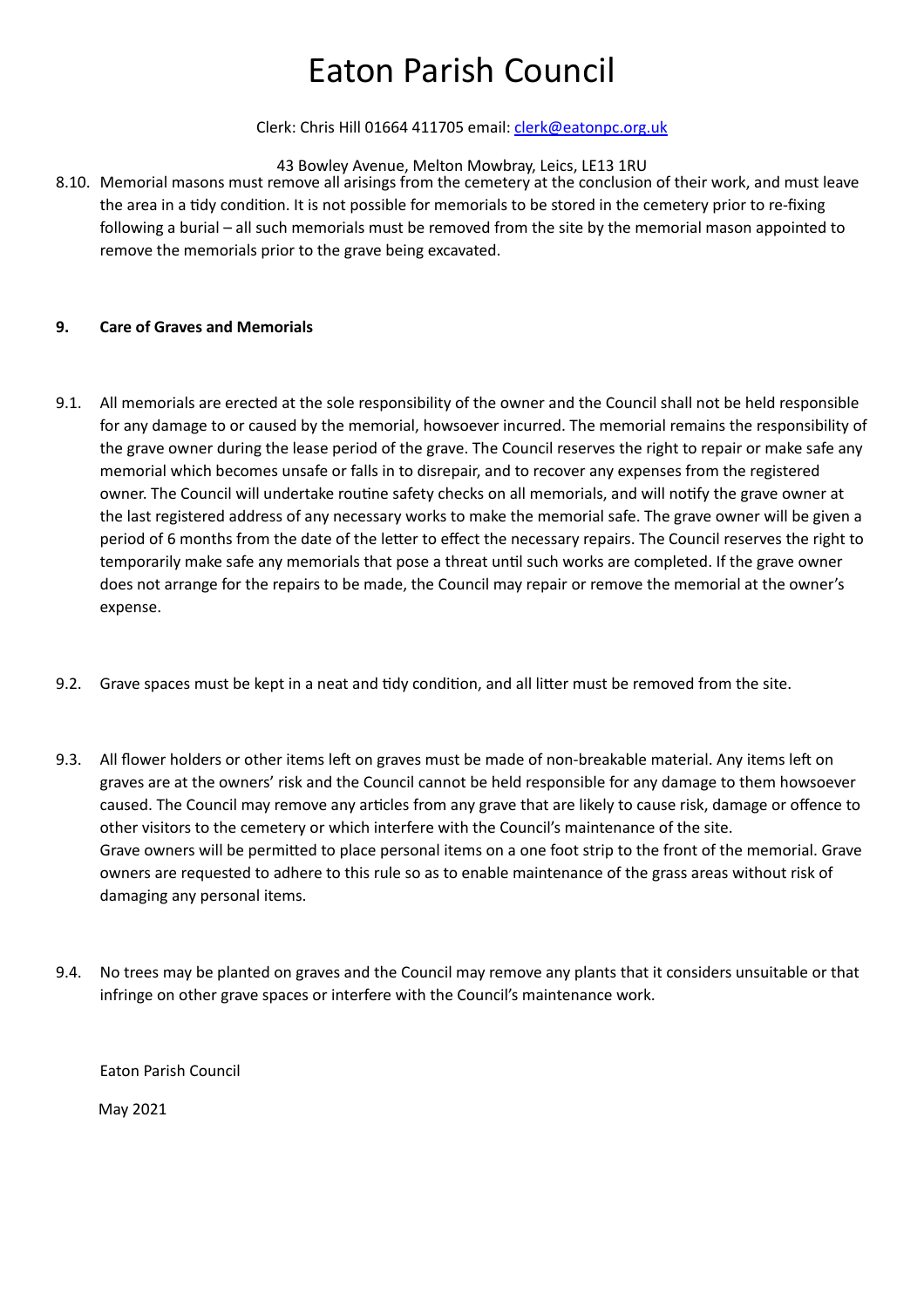8.10. Memorial masons must remove all arisings from the cemetery at the conclusion of their work, and must leave the area in a tidy condition. It is not possible for memorials to be stored in the cemetery prior to re-fixing following a burial – all such memorials must be removed from the site by the memorial mason appointed to remove the memorials prior to the grave being excavated.

## 9. Care of Graves and Memorials

9.1. All memorials are erected at the sole responsibility of the owner and the Council shall not be held responsible for any damage to or caused by the memorial, howsoever incurred. The memorial remains the responsibility of the grave owner during the lease period of the grave. The Council reserves the right to repair or make safe any memorial which becomes unsafe or falls in to disrepair, and to recover any expenses from the registered owner. The Council will undertake routine safety checks on all memorials, and will notify the grave owner at the last registered address of any necessary works to make the memorial safe. The grave owner will be given a period of 6 months from the date of the letter to effect the necessary repairs. The Council reserves the right to temporarily make safe any memorials that pose a threat until such works are completed. If the grave owner does not arrange for the repairs to be made, the Council may repair or remove the memorial at the owner's expense.

9.2. Grave spaces must be kept in a neat and tidy condition, and all litter must be removed from the site.

9.3. All flower holders or other items left on graves must be made of non-breakable material. Any items left on graves are at the owners' risk and the Council cannot be held responsible for any damage to them howsoever caused. The Council may remove any articles from any grave that are likely to cause risk, damage or offence to other visitors to the cemetery or which interfere with the Council's maintenance of the site.
Grave owners will be permitted to place personal items on a one foot strip to the front of the memorial. Grave owners are requested to adhere to this rule so as to enable maintenance of the grass areas without risk of damaging any personal items.

9.4. No trees may be planted on graves and the Council may remove any plants that it considers unsuitable or that infringe on other grave spaces or interfere with the Council's maintenance work.

Eaton Parish Council

May 2021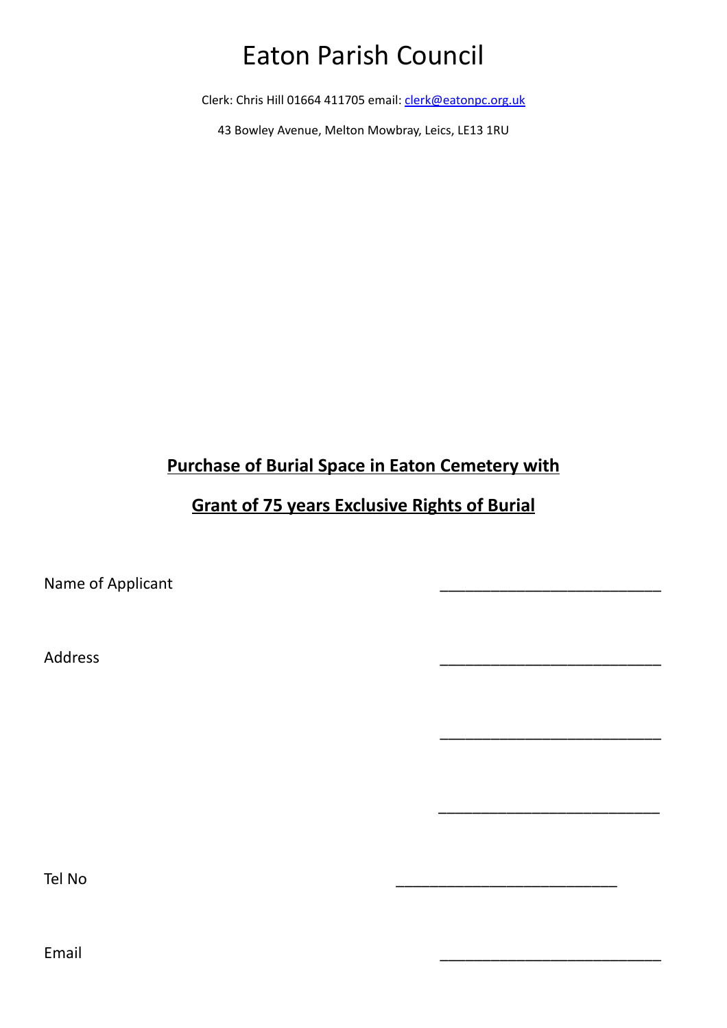# Eaton Parish Council

Clerk: Chris Hill 01664 411705 email: [clerk@eatonpc.org.uk](mailto:clerk@eatonpc.org.uk)

43 Bowley Avenue, Melton Mowbray, Leics, LE13 1RU

## **Purchase of Burial Space in Eaton Cemetery with**

## **Grant of 75 years Exclusive Rights of Burial**

Name of Applicant ___________________________

Address ___________________________

___________________________

___________________________

Tel No ___________________________

Email ___________________________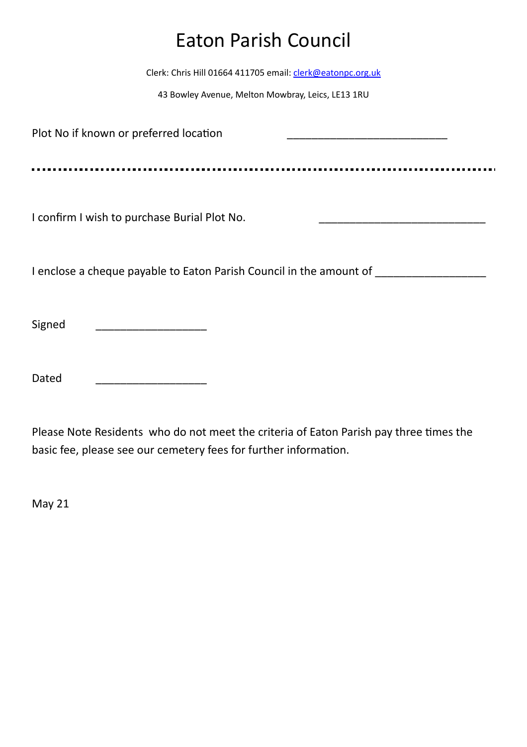# Eaton Parish Council

Clerk: Chris Hill 01664 411705 email: [clerk@eatonpc.org.uk](mailto:clerk@eatonpc.org.uk)

43 Bowley Avenue, Melton Mowbray, Leics, LE13 1RU

Plot No if known or preferred location ___________________________

---

I confirm I wish to purchase Burial Plot No. ____________________________

I enclose a cheque payable to Eaton Parish Council in the amount of __________________

Signed __________________

Dated __________________

Please Note Residents who do not meet the criteria of Eaton Parish pay three times the basic fee, please see our cemetery fees for further information.

May 21